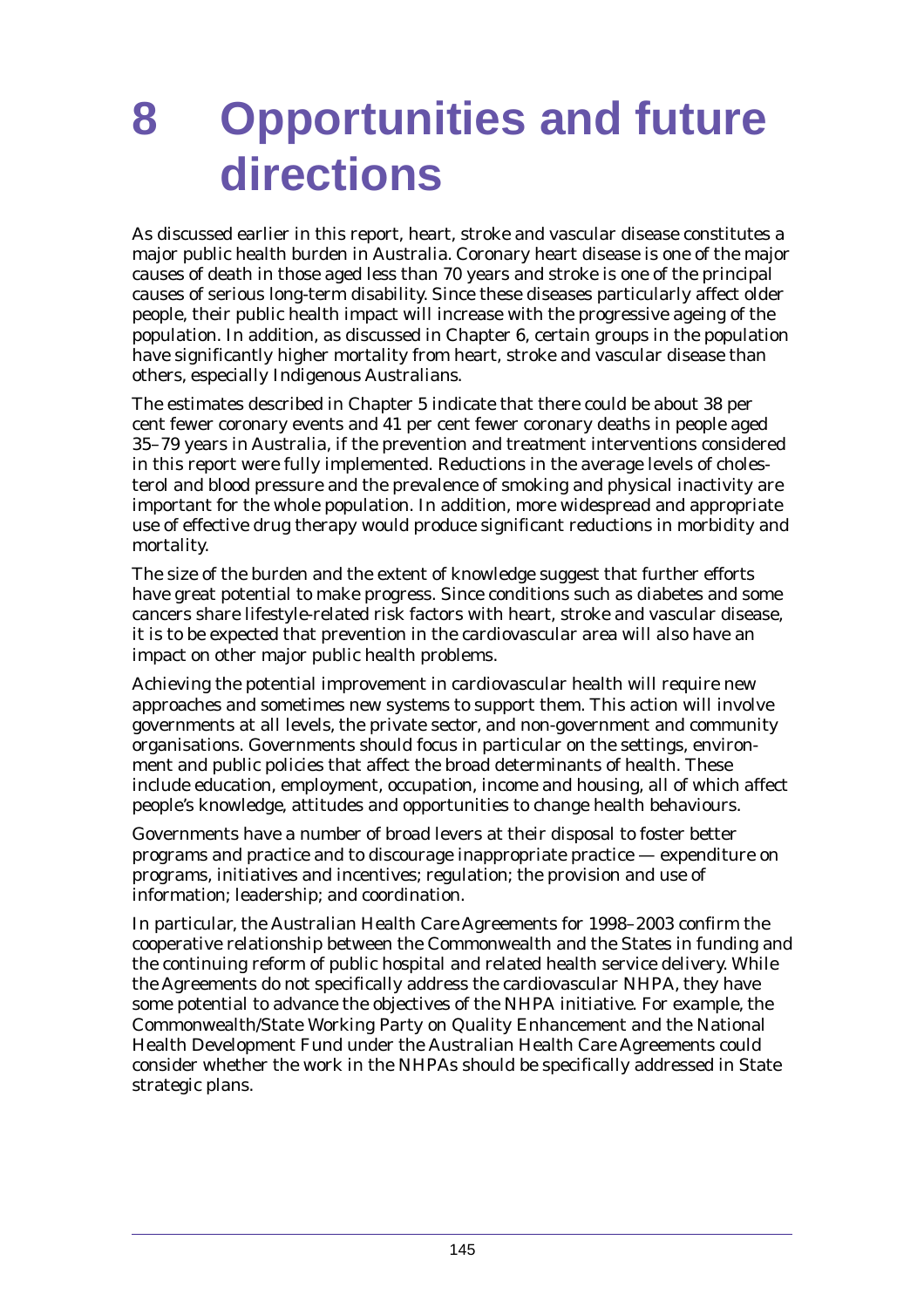# 8 Opportunities and future directions

As discussed earlier in this report, heart, stroke and vascular disease constitutes a major public health burden in Australia. Coronary heart disease is one of the major causes of death in those aged less than 70 years and stroke is one of the principal causes of serious long-term disability. Since these diseases particularly affect older people, their public health impact will increase with the progressive ageing of the population. In addition, as discussed in Chapter 6, certain groups in the population have significantly higher mortality from heart, stroke and vascular disease than others, especially Indigenous Australians.

The estimates described in Chapter 5 indicate that there could be about 38 per cent fewer coronary events and 41 per cent fewer coronary deaths in people aged 35–79 years in Australia, if the prevention and treatment interventions considered in this report were fully implemented. Reductions in the average levels of cholesterol and blood pressure and the prevalence of smoking and physical inactivity are important for the whole population. In addition, more widespread and appropriate use of effective drug therapy would produce significant reductions in morbidity and mortality.

The size of the burden and the extent of knowledge suggest that further efforts have great potential to make progress. Since conditions such as diabetes and some cancers share lifestyle-related risk factors with heart, stroke and vascular disease, it is to be expected that prevention in the cardiovascular area will also have an impact on other major public health problems.

Achieving the potential improvement in cardiovascular health will require new approaches and sometimes new systems to support them. This action will involve governments at all levels, the private sector, and non-government and community organisations. Governments should focus in particular on the settings, environment and public policies that affect the broad determinants of health. These include education, employment, occupation, income and housing, all of which affect people's knowledge, attitudes and opportunities to change health behaviours.

Governments have a number of broad levers at their disposal to foster better programs and practice and to discourage inappropriate practice — expenditure on programs, initiatives and incentives; regulation; the provision and use of information; leadership; and coordination.

In particular, the Australian Health Care Agreements for 1998–2003 confirm the cooperative relationship between the Commonwealth and the States in funding and the continuing reform of public hospital and related health service delivery. While the Agreements do not specifically address the cardiovascular NHPA, they have some potential to advance the objectives of the NHPA initiative. For example, the Commonwealth/State Working Party on Quality Enhancement and the National Health Development Fund under the Australian Health Care Agreements could consider whether the work in the NHPAs should be specifically addressed in State strategic plans.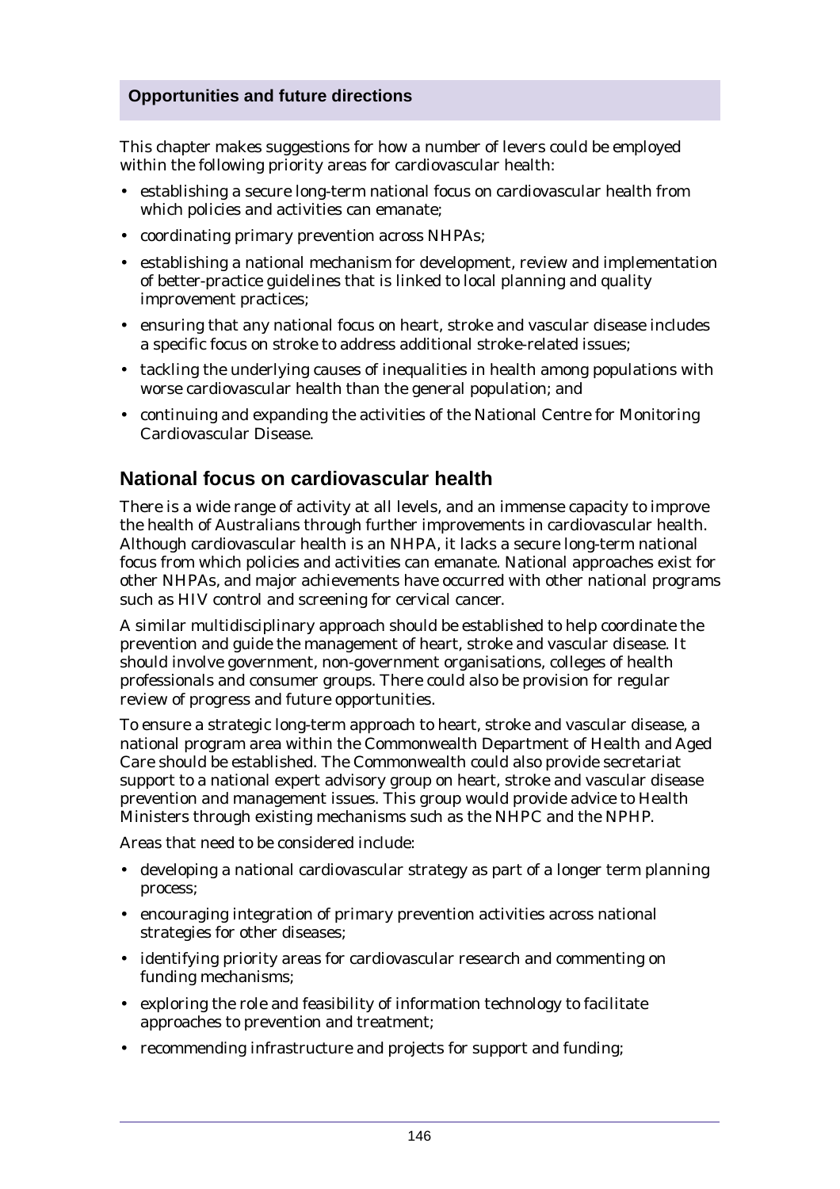### Opportunities and future directions

This chapter makes suggestions for how a number of levers could be employed within the following priority areas for cardiovascular health:

- establishing a secure long-term national focus on cardiovascular health from which policies and activities can emanate;
- coordinating primary prevention across NHPAs;
- establishing a national mechanism for development, review and implementation of better-practice guidelines that is linked to local planning and quality improvement practices;
- ensuring that any national focus on heart, stroke and vascular disease includes a specific focus on stroke to address additional stroke-related issues;
- tackling the underlying causes of inequalities in health among populations with worse cardiovascular health than the general population; and
- continuing and expanding the activities of the National Centre for Monitoring Cardiovascular Disease.

## National focus on cardiovascular health

There is a wide range of activity at all levels, and an immense capacity to improve the health of Australians through further improvements in cardiovascular health. Although cardiovascular health is an NHPA, it lacks a secure long-term national focus from which policies and activities can emanate. National approaches exist for other NHPAs, and major achievements have occurred with other national programs such as HIV control and screening for cervical cancer.

A similar multidisciplinary approach should be established to help coordinate the prevention and guide the management of heart, stroke and vascular disease. It should involve government, non-government organisations, colleges of health professionals and consumer groups. There could also be provision for regular review of progress and future opportunities.

To ensure a strategic long-term approach to heart, stroke and vascular disease, a national program area within the Commonwealth Department of Health and Aged Care should be established. The Commonwealth could also provide secretariat support to a national expert advisory group on heart, stroke and vascular disease prevention and management issues. This group would provide advice to Health Ministers through existing mechanisms such as the NHPC and the NPHP.

Areas that need to be considered include:

- developing a national cardiovascular strategy as part of a longer term planning process;
- encouraging integration of primary prevention activities across national strategies for other diseases;
- identifying priority areas for cardiovascular research and commenting on funding mechanisms;
- exploring the role and feasibility of information technology to facilitate approaches to prevention and treatment;
- recommending infrastructure and projects for support and funding;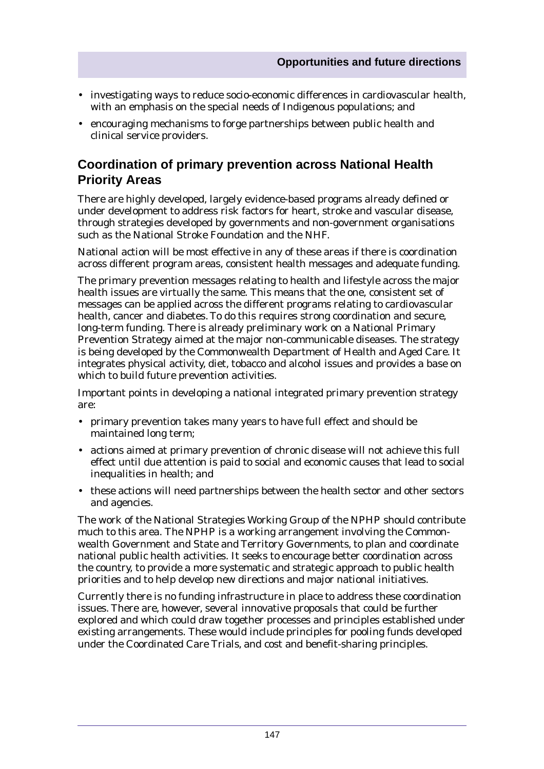- investigating ways to reduce socio-economic differences in cardiovascular health, with an emphasis on the special needs of Indigenous populations; and
- encouraging mechanisms to forge partnerships between public health and clinical service providers.

## Coordination of primary prevention across National Health Priority Areas

There are highly developed, largely evidence-based programs already defined or under development to address risk factors for heart, stroke and vascular disease, through strategies developed by governments and non-government organisations such as the National Stroke Foundation and the NHF.

National action will be most effective in any of these areas if there is coordination across different program areas, consistent health messages and adequate funding.

The primary prevention messages relating to health and lifestyle across the major health issues are virtually the same. This means that the one, consistent set of messages can be applied across the different programs relating to cardiovascular health, cancer and diabetes. To do this requires strong coordination and secure, long-term funding. There is already preliminary work on a National Primary Prevention Strategy aimed at the major non-communicable diseases. The strategy is being developed by the Commonwealth Department of Health and Aged Care. It integrates physical activity, diet, tobacco and alcohol issues and provides a base on which to build future prevention activities.

Important points in developing a national integrated primary prevention strategy are:

- primary prevention takes many years to have full effect and should be maintained long term;
- actions aimed at primary prevention of chronic disease will not achieve this full effect until due attention is paid to social and economic causes that lead to social inequalities in health; and
- these actions will need partnerships between the health sector and other sectors and agencies.

The work of the National Strategies Working Group of the NPHP should contribute much to this area. The NPHP is a working arrangement involving the Commonwealth Government and State and Territory Governments, to plan and coordinate national public health activities. It seeks to encourage better coordination across the country, to provide a more systematic and strategic approach to public health priorities and to help develop new directions and major national initiatives.

Currently there is no funding infrastructure in place to address these coordination issues. There are, however, several innovative proposals that could be further explored and which could draw together processes and principles established under existing arrangements. These would include principles for pooling funds developed under the Coordinated Care Trials, and cost and benefit-sharing principles.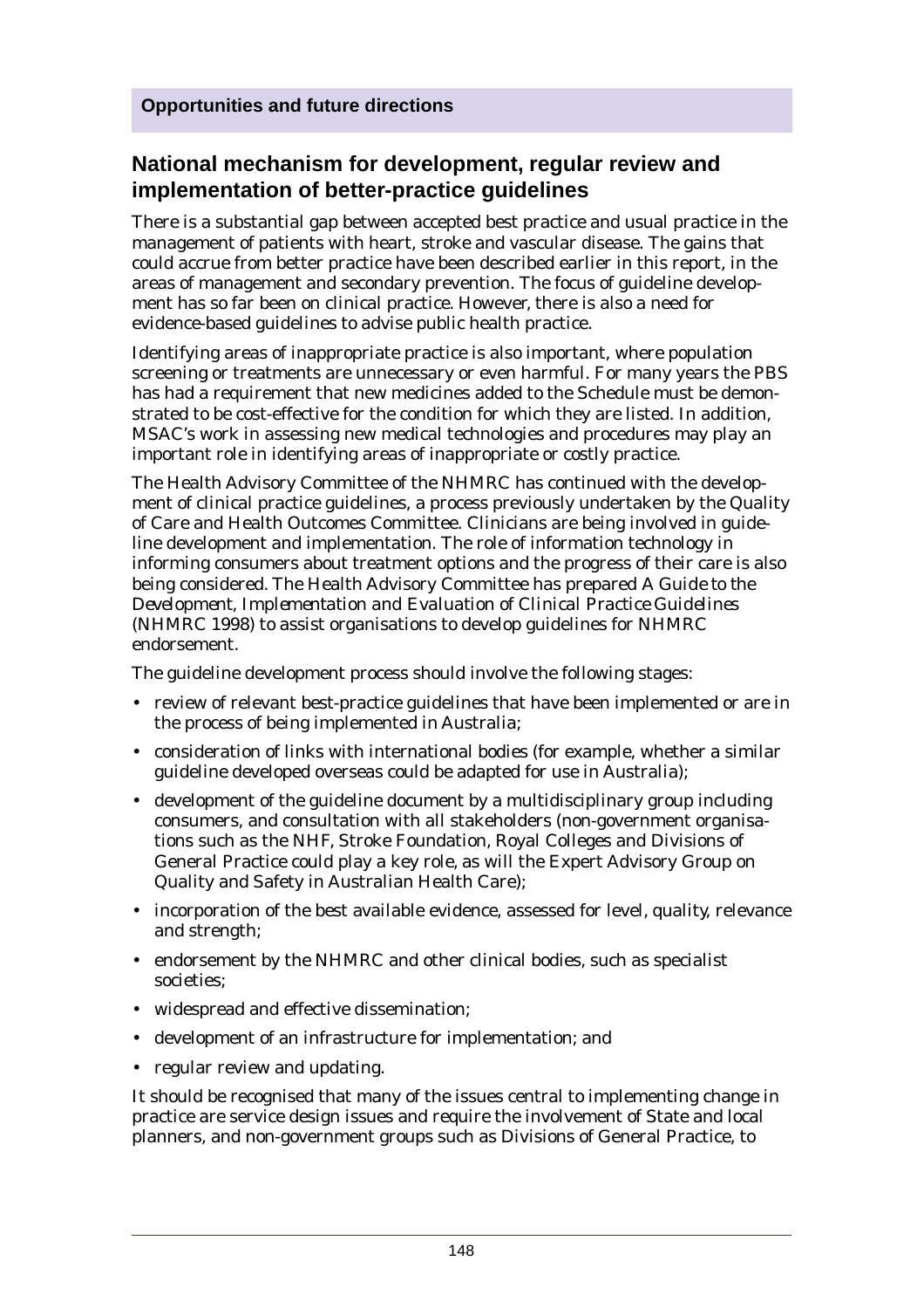**Opportunities and future directions**

## National mechanism for development, regular review and implementation of better-practice guidelines

There is a substantial gap between accepted best practice and usual practice in the management of patients with heart, stroke and vascular disease. The gains that could accrue from better practice have been described earlier in this report, in the areas of management and secondary prevention. The focus of guideline development has so far been on clinical practice. However, there is also a need for evidence-based guidelines to advise public health practice.

Identifying areas of inappropriate practice is also important, where population screening or treatments are unnecessary or even harmful. For many years the PBS has had a requirement that new medicines added to the Schedule must be demonstrated to be cost-effective for the condition for which they are listed. In addition, MSAC's work in assessing new medical technologies and procedures may play an important role in identifying areas of inappropriate or costly practice.

The Health Advisory Committee of the NHMRC has continued with the development of clinical practice guidelines, a process previously undertaken by the Quality of Care and Health Outcomes Committee. Clinicians are being involved in guideline development and implementation. The role of information technology in informing consumers about treatment options and the progress of their care is also being considered. The Health Advisory Committee has prepared *A Guide to the Development, Implementation and Evaluation of Clinical Practice Guidelines* (NHMRC 1998) to assist organisations to develop guidelines for NHMRC endorsement.

The guideline development process should involve the following stages:

- review of relevant best-practice guidelines that have been implemented or are in the process of being implemented in Australia;
- consideration of links with international bodies (for example, whether a similar guideline developed overseas could be adapted for use in Australia);
- development of the guideline document by a multidisciplinary group including consumers, and consultation with all stakeholders (non-government organisations such as the NHF, Stroke Foundation, Royal Colleges and Divisions of General Practice could play a key role, as will the Expert Advisory Group on Quality and Safety in Australian Health Care);
- incorporation of the best available evidence, assessed for level, quality, relevance and strength;
- endorsement by the NHMRC and other clinical bodies, such as specialist societies;
- widespread and effective dissemination;
- development of an infrastructure for implementation; and
- regular review and updating.

It should be recognised that many of the issues central to implementing change in practice are service design issues and require the involvement of State and local planners, and non-government groups such as Divisions of General Practice, to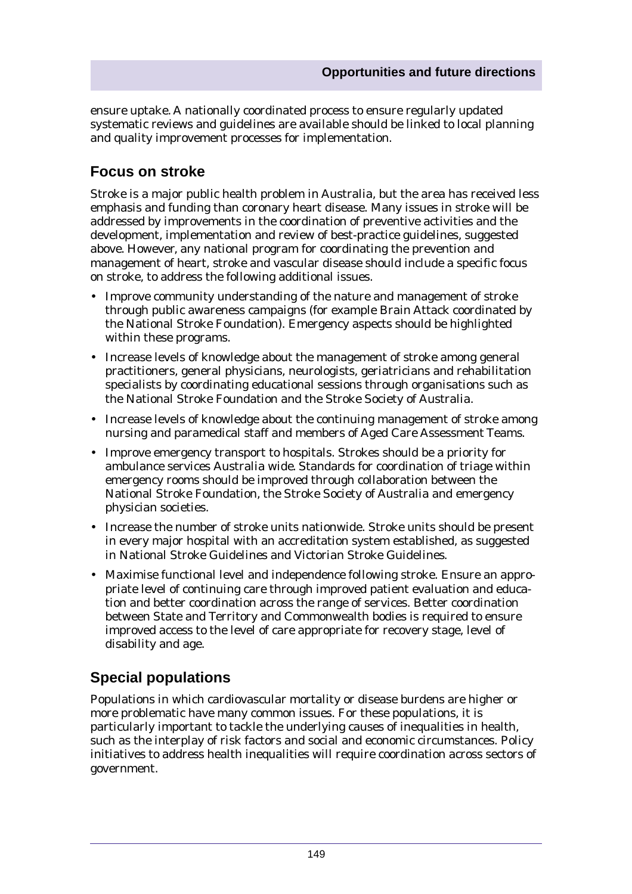ensure uptake. A nationally coordinated process to ensure regularly updated systematic reviews and guidelines are available should be linked to local planning and quality improvement processes for implementation.

## Focus on stroke

Stroke is a major public health problem in Australia, but the area has received less emphasis and funding than coronary heart disease. Many issues in stroke will be addressed by improvements in the coordination of preventive activities and the development, implementation and review of best-practice guidelines, suggested above. However, any national program for coordinating the prevention and management of heart, stroke and vascular disease should include a specific focus on stroke, to address the following additional issues.

- Improve community understanding of the nature and management of stroke through public awareness campaigns (for example Brain Attack coordinated by the National Stroke Foundation). Emergency aspects should be highlighted within these programs.
- Increase levels of knowledge about the management of stroke among general practitioners, general physicians, neurologists, geriatricians and rehabilitation specialists by coordinating educational sessions through organisations such as the National Stroke Foundation and the Stroke Society of Australia.
- Increase levels of knowledge about the continuing management of stroke among nursing and paramedical staff and members of Aged Care Assessment Teams.
- Improve emergency transport to hospitals. Strokes should be a priority for ambulance services Australia wide. Standards for coordination of triage within emergency rooms should be improved through collaboration between the National Stroke Foundation, the Stroke Society of Australia and emergency physician societies.
- Increase the number of stroke units nationwide. Stroke units should be present in every major hospital with an accreditation system established, as suggested in National Stroke Guidelines and Victorian Stroke Guidelines.
- Maximise functional level and independence following stroke. Ensure an appropriate level of continuing care through improved patient evaluation and education and better coordination across the range of services. Better coordination between State and Territory and Commonwealth bodies is required to ensure improved access to the level of care appropriate for recovery stage, level of disability and age.

## Special populations

Populations in which cardiovascular mortality or disease burdens are higher or more problematic have many common issues. For these populations, it is particularly important to tackle the underlying causes of inequalities in health, such as the interplay of risk factors and social and economic circumstances. Policy initiatives to address health inequalities will require coordination across sectors of government.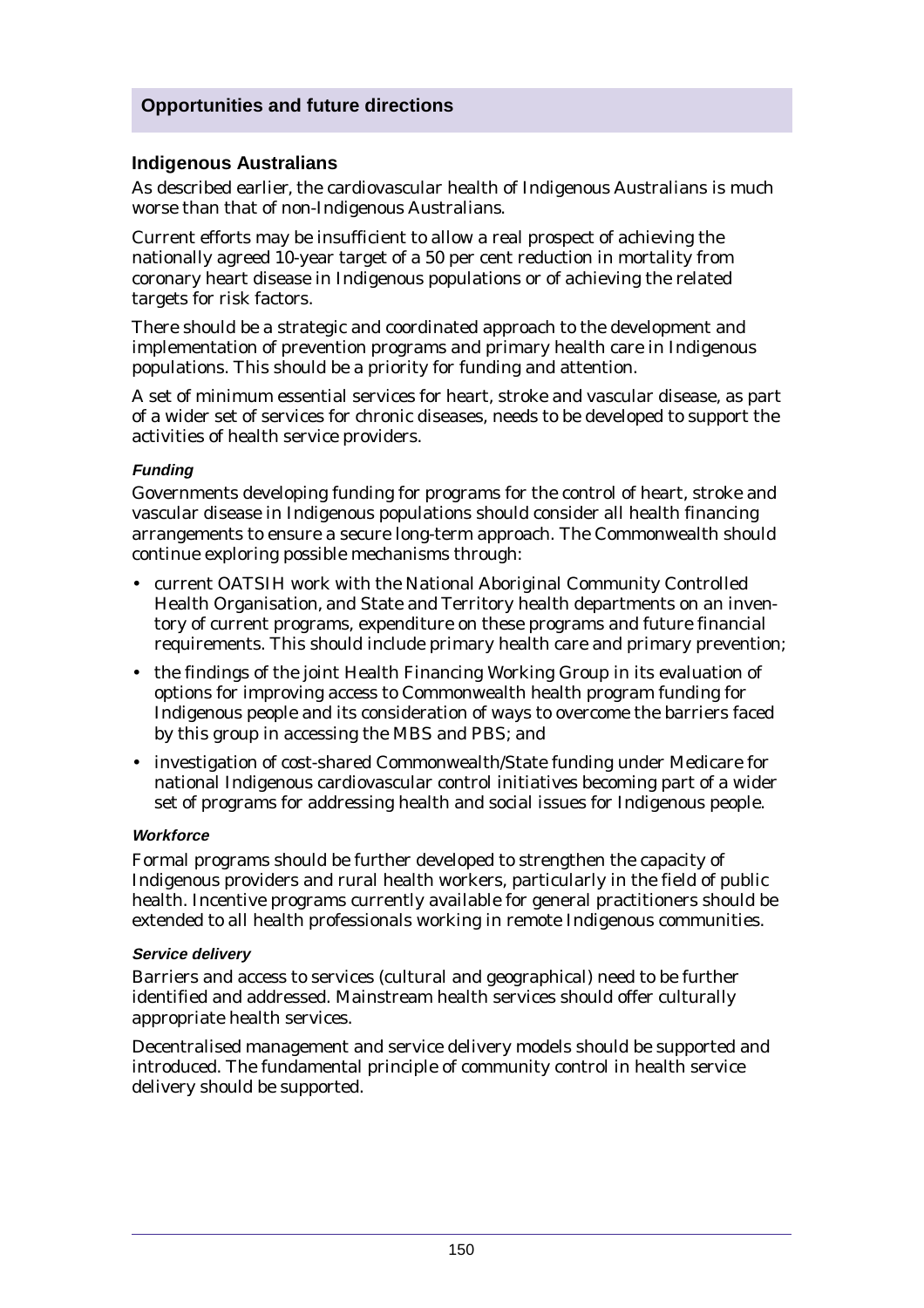## Opportunities and future directions

### Indigenous Australians

As described earlier, the cardiovascular health of Indigenous Australians is much worse than that of non-Indigenous Australians.

Current efforts may be insufficient to allow a real prospect of achieving the nationally agreed 10-year target of a 50 per cent reduction in mortality from coronary heart disease in Indigenous populations or of achieving the related targets for risk factors.

There should be a strategic and coordinated approach to the development and implementation of prevention programs and primary health care in Indigenous populations. This should be a priority for funding and attention.

A set of minimum essential services for heart, stroke and vascular disease, as part of a wider set of services for chronic diseases, needs to be developed to support the activities of health service providers.

#### *Funding*

Governments developing funding for programs for the control of heart, stroke and vascular disease in Indigenous populations should consider all health financing arrangements to ensure a secure long-term approach. The Commonwealth should continue exploring possible mechanisms through:

- current OATSIH work with the National Aboriginal Community Controlled Health Organisation, and State and Territory health departments on an inventory of current programs, expenditure on these programs and future financial requirements. This should include primary health care and primary prevention;
- the findings of the joint Health Financing Working Group in its evaluation of options for improving access to Commonwealth health program funding for Indigenous people and its consideration of ways to overcome the barriers faced by this group in accessing the MBS and PBS; and
- investigation of cost-shared Commonwealth/State funding under Medicare for national Indigenous cardiovascular control initiatives becoming part of a wider set of programs for addressing health and social issues for Indigenous people.

#### *Workforce*

Formal programs should be further developed to strengthen the capacity of Indigenous providers and rural health workers, particularly in the field of public health. Incentive programs currently available for general practitioners should be extended to all health professionals working in remote Indigenous communities.

#### *Service delivery*

Barriers and access to services (cultural and geographical) need to be further identified and addressed. Mainstream health services should offer culturally appropriate health services.

Decentralised management and service delivery models should be supported and introduced. The fundamental principle of community control in health service delivery should be supported.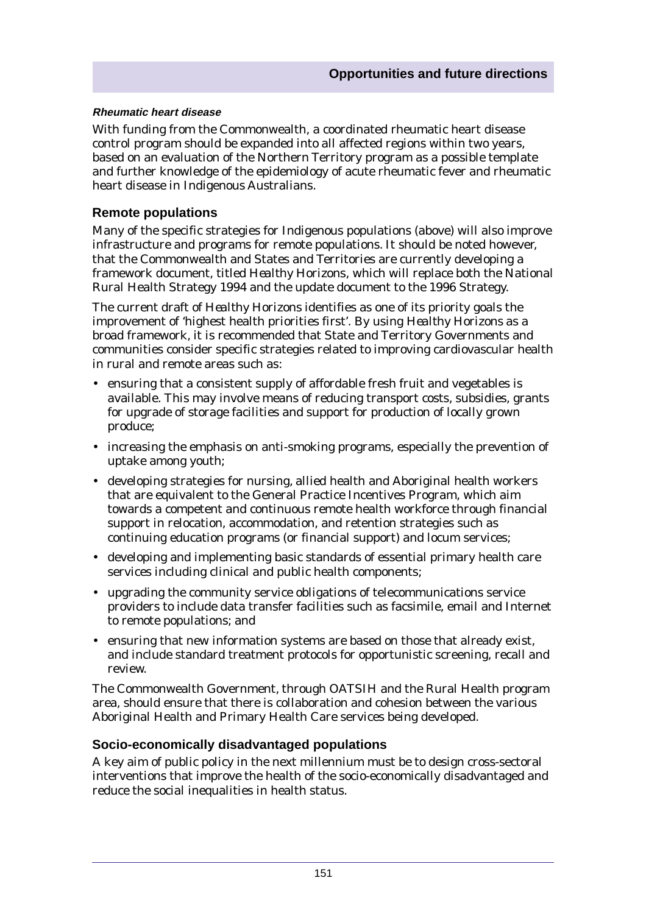#### *Rheumatic heart disease*

With funding from the Commonwealth, a coordinated rheumatic heart disease control program should be expanded into all affected regions within two years, based on an evaluation of the Northern Territory program as a possible template and further knowledge of the epidemiology of acute rheumatic fever and rheumatic heart disease in Indigenous Australians.

### Remote populations

Many of the specific strategies for Indigenous populations (above) will also improve infrastructure and programs for remote populations. It should be noted however, that the Commonwealth and States and Territories are currently developing a framework document, titled *Healthy Horizons*, which will replace both the National Rural Health Strategy 1994 and the update document to the 1996 Strategy.

The current draft of *Healthy Horizons* identifies as one of its priority goals the improvement of 'highest health priorities first'. By using *Healthy Horizons* as a broad framework, it is recommended that State and Territory Governments and communities consider specific strategies related to improving cardiovascular health in rural and remote areas such as:

- ensuring that a consistent supply of affordable fresh fruit and vegetables is available. This may involve means of reducing transport costs, subsidies, grants for upgrade of storage facilities and support for production of locally grown produce;
- increasing the emphasis on anti-smoking programs, especially the prevention of uptake among youth;
- developing strategies for nursing, allied health and Aboriginal health workers that are equivalent to the General Practice Incentives Program, which aim towards a competent and continuous remote health workforce through financial support in relocation, accommodation, and retention strategies such as continuing education programs (or financial support) and locum services;
- developing and implementing basic standards of essential primary health care services including clinical and public health components;
- upgrading the community service obligations of telecommunications service providers to include data transfer facilities such as facsimile, email and Internet to remote populations; and
- ensuring that new information systems are based on those that already exist, and include standard treatment protocols for opportunistic screening, recall and review.

The Commonwealth Government, through OATSIH and the Rural Health program area, should ensure that there is collaboration and cohesion between the various Aboriginal Health and Primary Health Care services being developed.

### Socio-economically disadvantaged populations

A key aim of public policy in the next millennium must be to design cross-sectoral interventions that improve the health of the socio-economically disadvantaged and reduce the social inequalities in health status.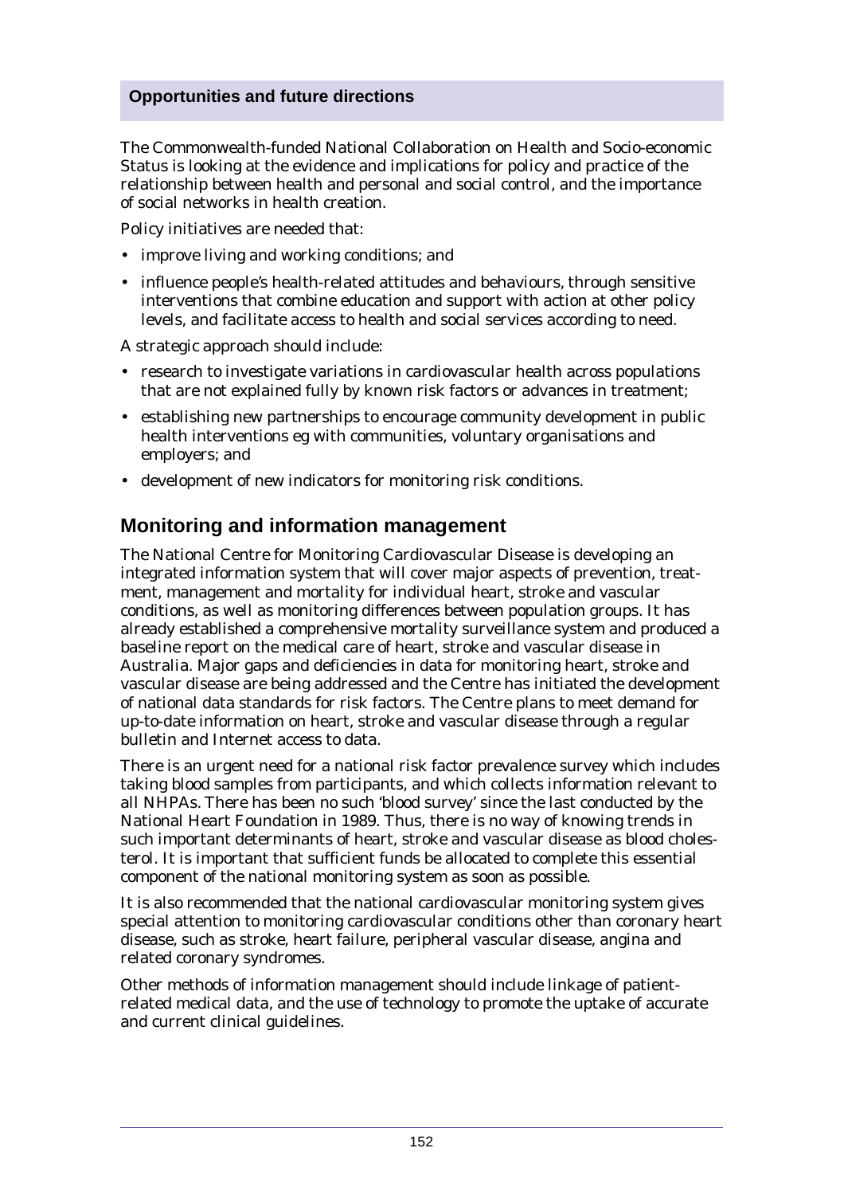### Opportunities and future directions

The Commonwealth-funded National Collaboration on Health and Socio-economic Status is looking at the evidence and implications for policy and practice of the relationship between health and personal and social control, and the importance of social networks in health creation.

Policy initiatives are needed that:

- improve living and working conditions; and
- influence people's health-related attitudes and behaviours, through sensitive interventions that combine education and support with action at other policy levels, and facilitate access to health and social services according to need.

A strategic approach should include:

- research to investigate variations in cardiovascular health across populations that are not explained fully by known risk factors or advances in treatment;
- establishing new partnerships to encourage community development in public health interventions eg with communities, voluntary organisations and employers; and
- development of new indicators for monitoring risk conditions.

## Monitoring and information management

The National Centre for Monitoring Cardiovascular Disease is developing an integrated information system that will cover major aspects of prevention, treatment, management and mortality for individual heart, stroke and vascular conditions, as well as monitoring differences between population groups. It has already established a comprehensive mortality surveillance system and produced a baseline report on the medical care of heart, stroke and vascular disease in Australia. Major gaps and deficiencies in data for monitoring heart, stroke and vascular disease are being addressed and the Centre has initiated the development of national data standards for risk factors. The Centre plans to meet demand for up-to-date information on heart, stroke and vascular disease through a regular bulletin and Internet access to data.

There is an urgent need for a national risk factor prevalence survey which includes taking blood samples from participants, and which collects information relevant to all NHPAs. There has been no such 'blood survey' since the last conducted by the National Heart Foundation in 1989. Thus, there is no way of knowing trends in such important determinants of heart, stroke and vascular disease as blood cholesterol. It is important that sufficient funds be allocated to complete this essential component of the national monitoring system as soon as possible.

It is also recommended that the national cardiovascular monitoring system gives special attention to monitoring cardiovascular conditions other than coronary heart disease, such as stroke, heart failure, peripheral vascular disease, angina and related coronary syndromes.

Other methods of information management should include linkage of patient-related medical data, and the use of technology to promote the uptake of accurate and current clinical guidelines.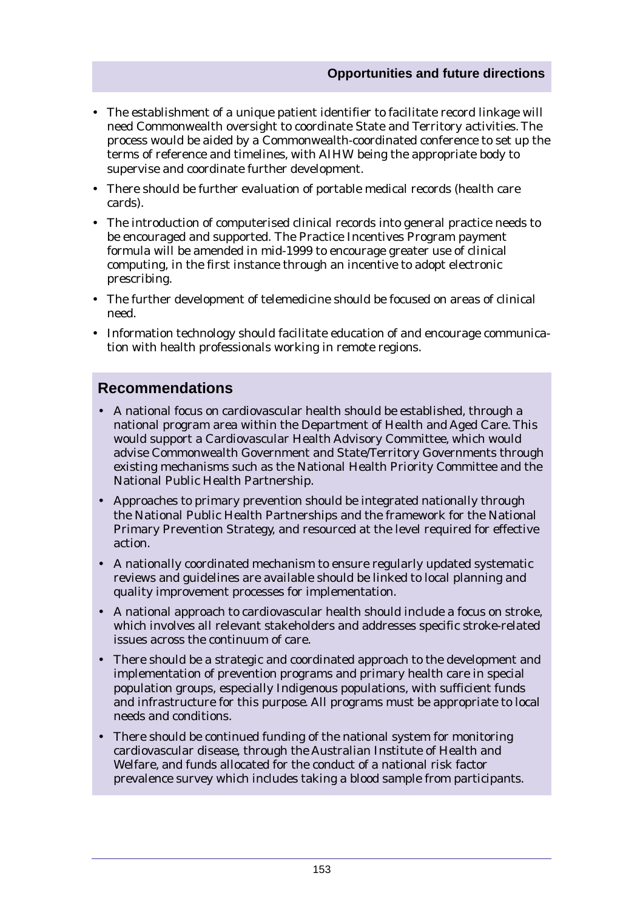- The establishment of a unique patient identifier to facilitate record linkage will need Commonwealth oversight to coordinate State and Territory activities. The process would be aided by a Commonwealth-coordinated conference to set up the terms of reference and timelines, with AIHW being the appropriate body to supervise and coordinate further development.
- There should be further evaluation of portable medical records (health care cards).
- The introduction of computerised clinical records into general practice needs to be encouraged and supported. The Practice Incentives Program payment formula will be amended in mid-1999 to encourage greater use of clinical computing, in the first instance through an incentive to adopt electronic prescribing.
- The further development of telemedicine should be focused on areas of clinical need.
- Information technology should facilitate education of and encourage communication with health professionals working in remote regions.

## Recommendations

- A national focus on cardiovascular health should be established, through a national program area within the Department of Health and Aged Care. This would support a Cardiovascular Health Advisory Committee, which would advise Commonwealth Government and State/Territory Governments through existing mechanisms such as the National Health Priority Committee and the National Public Health Partnership.
- Approaches to primary prevention should be integrated nationally through the National Public Health Partnerships and the framework for the National Primary Prevention Strategy, and resourced at the level required for effective action.
- A nationally coordinated mechanism to ensure regularly updated systematic reviews and guidelines are available should be linked to local planning and quality improvement processes for implementation.
- A national approach to cardiovascular health should include a focus on stroke, which involves all relevant stakeholders and addresses specific stroke-related issues across the continuum of care.
- There should be a strategic and coordinated approach to the development and implementation of prevention programs and primary health care in special population groups, especially Indigenous populations, with sufficient funds and infrastructure for this purpose. All programs must be appropriate to local needs and conditions.
- There should be continued funding of the national system for monitoring cardiovascular disease, through the Australian Institute of Health and Welfare, and funds allocated for the conduct of a national risk factor prevalence survey which includes taking a blood sample from participants.